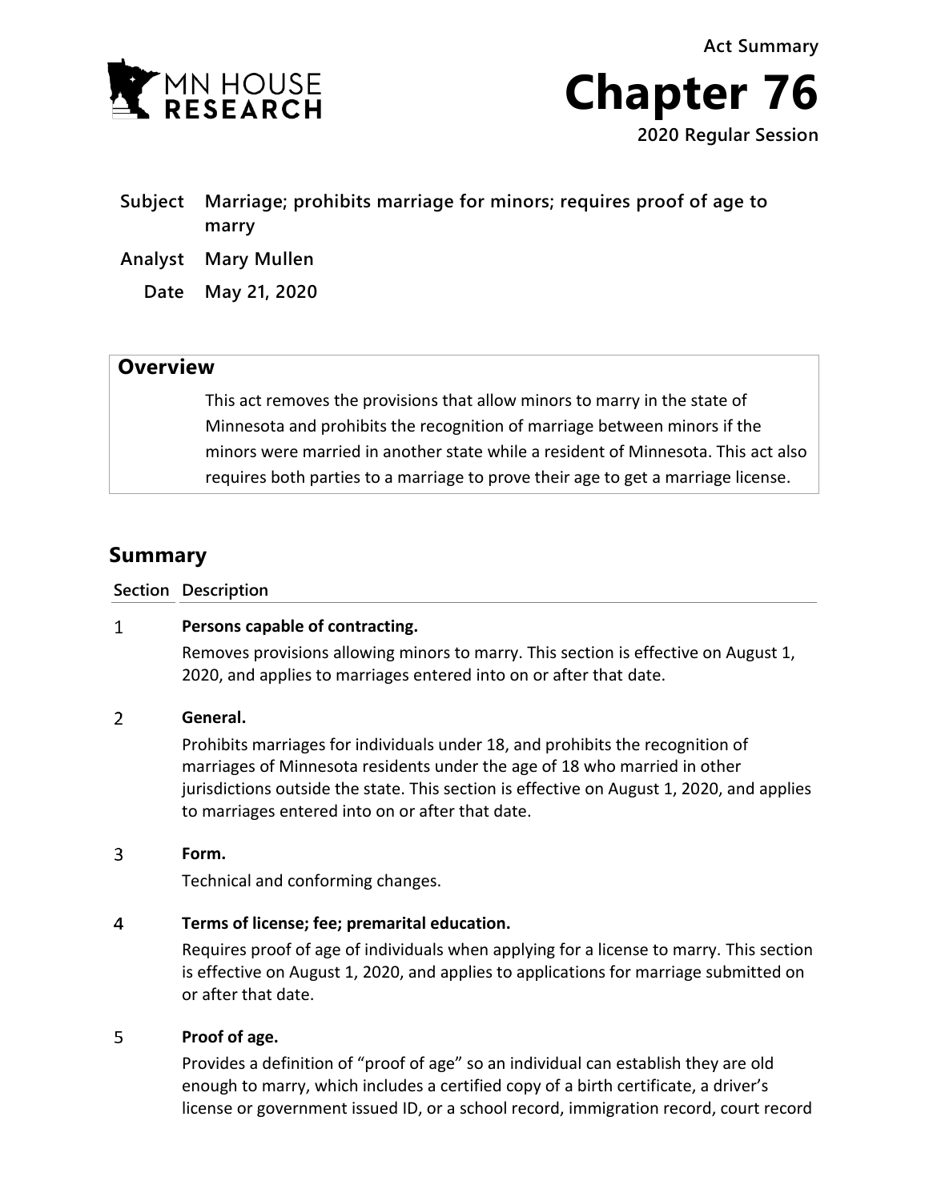Act Summary

# Chapter 76

2020 Regular Session

**Subject** Marriage; prohibits marriage for minors; requires proof of age to marry

**Analyst** Mary Mullen

**Date** May 21, 2020

## Overview

This act removes the provisions that allow minors to marry in the state of Minnesota and prohibits the recognition of marriage between minors if the minors were married in another state while a resident of Minnesota. This act also requires both parties to a marriage to prove their age to get a marriage license.

## Summary

| Section | Description |
| --- | --- |
| 1 | **Persons capable of contracting.** Removes provisions allowing minors to marry. This section is effective on August 1, 2020, and applies to marriages entered into on or after that date. |
| 2 | **General.** Prohibits marriages for individuals under 18, and prohibits the recognition of marriages of Minnesota residents under the age of 18 who married in other jurisdictions outside the state. This section is effective on August 1, 2020, and applies to marriages entered into on or after that date. |
| 3 | **Form.** Technical and conforming changes. |
| 4 | **Terms of license; fee; premarital education.** Requires proof of age of individuals when applying for a license to marry. This section is effective on August 1, 2020, and applies to applications for marriage submitted on or after that date. |
| 5 | **Proof of age.** Provides a definition of "proof of age" so an individual can establish they are old enough to marry, which includes a certified copy of a birth certificate, a driver's license or government issued ID, or a school record, immigration record, court record |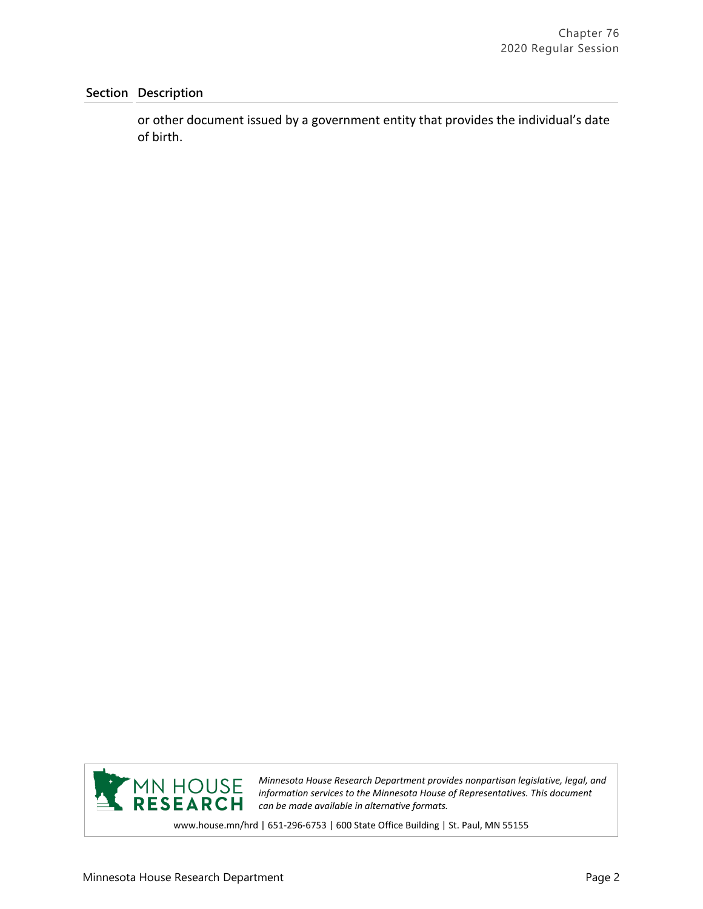| Section | Description |
| --- | --- |
| | or other document issued by a government entity that provides the individual's date of birth. |

MN HOUSE RESEARCH

*Minnesota House Research Department provides nonpartisan legislative, legal, and information services to the Minnesota House of Representatives. This document can be made available in alternative formats.*

www.house.mn/hrd | 651-296-6753 | 600 State Office Building | St. Paul, MN 55155